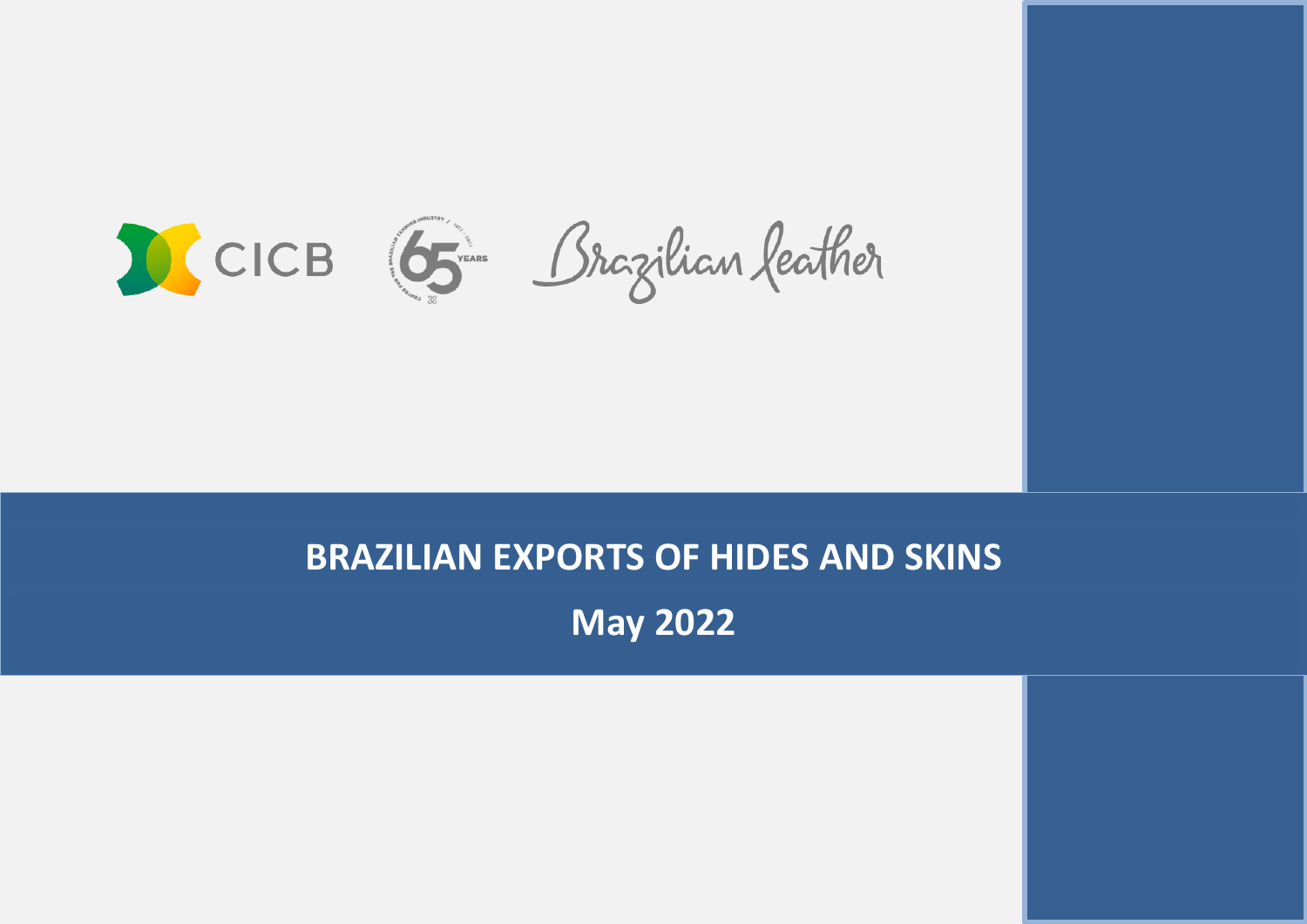CICB

Brazilian leather

# BRAZILIAN EXPORTS OF HIDES AND SKINS

## May 2022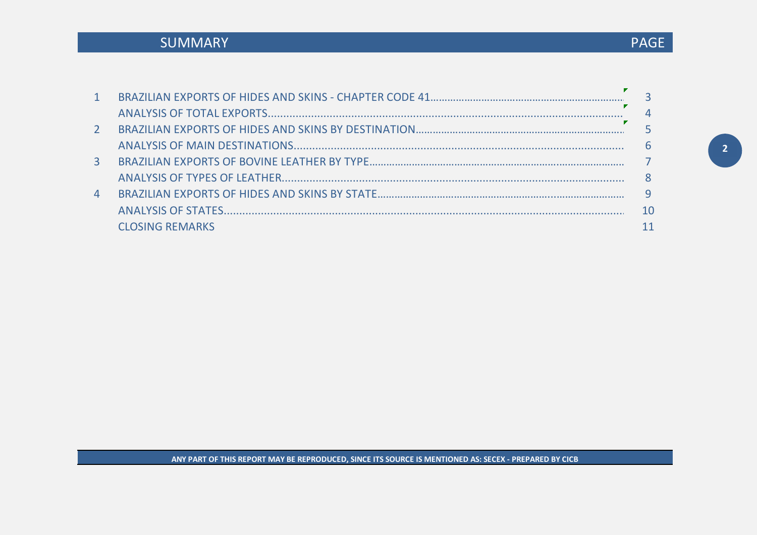| SUMMARY | | PAGE |
|---|---|---|
| 1 | BRAZILIAN EXPORTS OF HIDES AND SKINS - CHAPTER CODE 41 | 3 |
| | ANALYSIS OF TOTAL EXPORTS | 4 |
| 2 | BRAZILIAN EXPORTS OF HIDES AND SKINS BY DESTINATION | 5 |
| | ANALYSIS OF MAIN DESTINATIONS | 6 |
| 3 | BRAZILIAN EXPORTS OF BOVINE LEATHER BY TYPE | 7 |
| | ANALYSIS OF TYPES OF LEATHER | 8 |
| 4 | BRAZILIAN EXPORTS OF HIDES AND SKINS BY STATE | 9 |
| | ANALYSIS OF STATES | 10 |
| | CLOSING REMARKS | 11 |

**ANY PART OF THIS REPORT MAY BE REPRODUCED, SINCE ITS SOURCE IS MENTIONED AS: SECEX - PREPARED BY CICB**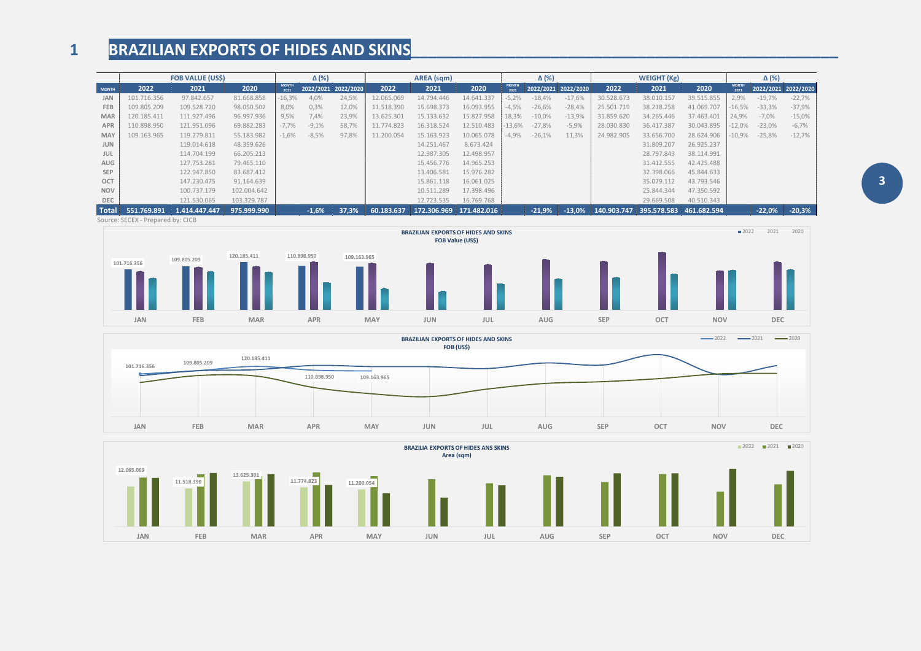# 1 BRAZILIAN EXPORTS OF HIDES AND SKINS

| MONTH | FOB VALUE (US$) 2022 | FOB VALUE (US$) 2021 | FOB VALUE (US$) 2020 | Δ (%) MONTH 2021 | Δ (%) 2022/2021 | Δ (%) 2022/2020 | AREA (sqm) 2022 | AREA (sqm) 2021 | AREA (sqm) 2020 | Δ (%) MONTH 2021 | Δ (%) 2022/2021 | Δ (%) 2022/2020 | WEIGHT (Kg) 2022 | WEIGHT (Kg) 2021 | WEIGHT (Kg) 2020 | Δ (%) MONTH 2021 | Δ (%) 2022/2021 | Δ (%) 2022/2020 |
|---|---|---|---|---|---|---|---|---|---|---|---|---|---|---|---|---|---|---|
| JAN | 101.716.356 | 97.842.657 | 81.668.858 | -16,3% | 4,0% | 24,5% | 12.065.069 | 14.794.446 | 14.641.337 | -5,2% | -18,4% | -17,6% | 30.528.673 | 38.010.157 | 39.515.855 | 2,9% | -19,7% | -22,7% |
| FEB | 109.805.209 | 109.528.720 | 98.050.502 | 8,0% | 0,3% | 12,0% | 11.518.390 | 15.698.373 | 16.093.955 | -4,5% | -26,6% | -28,4% | 25.501.719 | 38.218.258 | 41.069.707 | -16,5% | -33,3% | -37,9% |
| MAR | 120.185.411 | 111.927.496 | 96.997.936 | 9,5% | 7,4% | 23,9% | 13.625.301 | 15.133.632 | 15.827.958 | 18,3% | -10,0% | -13,9% | 31.859.620 | 34.265.446 | 37.463.401 | 24,9% | -7,0% | -15,0% |
| APR | 110.898.950 | 121.951.096 | 69.882.283 | -7,7% | -9,1% | 58,7% | 11.774.823 | 16.318.524 | 12.510.483 | -13,6% | -27,8% | -5,9% | 28.030.830 | 36.417.387 | 30.043.895 | -12,0% | -23,0% | -6,7% |
| MAY | 109.163.965 | 119.279.811 | 55.183.982 | -1,6% | -8,5% | 97,8% | 11.200.054 | 15.163.923 | 10.065.078 | -4,9% | -26,1% | 11,3% | 24.982.905 | 33.656.700 | 28.624.906 | -10,9% | -25,8% | -12,7% |
| JUN | | 119.014.618 | 48.359.626 | | | | | 14.251.467 | 8.673.424 | | | | | 31.809.207 | 26.925.237 | | | |
| JUL | | 114.704.199 | 66.205.213 | | | | | 12.987.305 | 12.498.957 | | | | | 28.797.843 | 38.114.991 | | | |
| AUG | | 127.753.281 | 79.465.110 | | | | | 15.456.776 | 14.965.253 | | | | | 31.412.555 | 42.425.488 | | | |
| SEP | | 122.947.850 | 83.687.412 | | | | | 13.406.581 | 15.976.282 | | | | | 32.398.066 | 45.844.633 | | | |
| OCT | | 147.230.475 | 91.164.639 | | | | | 15.861.118 | 16.061.025 | | | | | 35.079.112 | 43.793.546 | | | |
| NOV | | 100.737.179 | 102.004.642 | | | | | 10.511.289 | 17.398.496 | | | | | 25.844.344 | 47.350.592 | | | |
| DEC | | 121.530.065 | 103.329.787 | | | | | 12.723.535 | 16.769.768 | | | | | 29.669.508 | 40.510.343 | | | |
| **Total** | **551.769.891** | **1.414.447.447** | **975.999.990** | | **-1,6%** | **37,3%** | **60.183.637** | **172.306.969** | **171.482.016** | | **-21,9%** | **-13,0%** | **140.903.747** | **395.578.583** | **461.682.594** | | **-22,0%** | **-20,3%** |

Source: SECEX - Prepared by: CICB

BRAZILIAN EXPORTS OF HIDES AND SKINS
FOB Value (US$)

BRAZILIAN EXPORTS OF HIDES AND SKINS
FOB (US$)

BRAZILIA EXPORTS OF HIDES ANS SKINS
Area (sqm)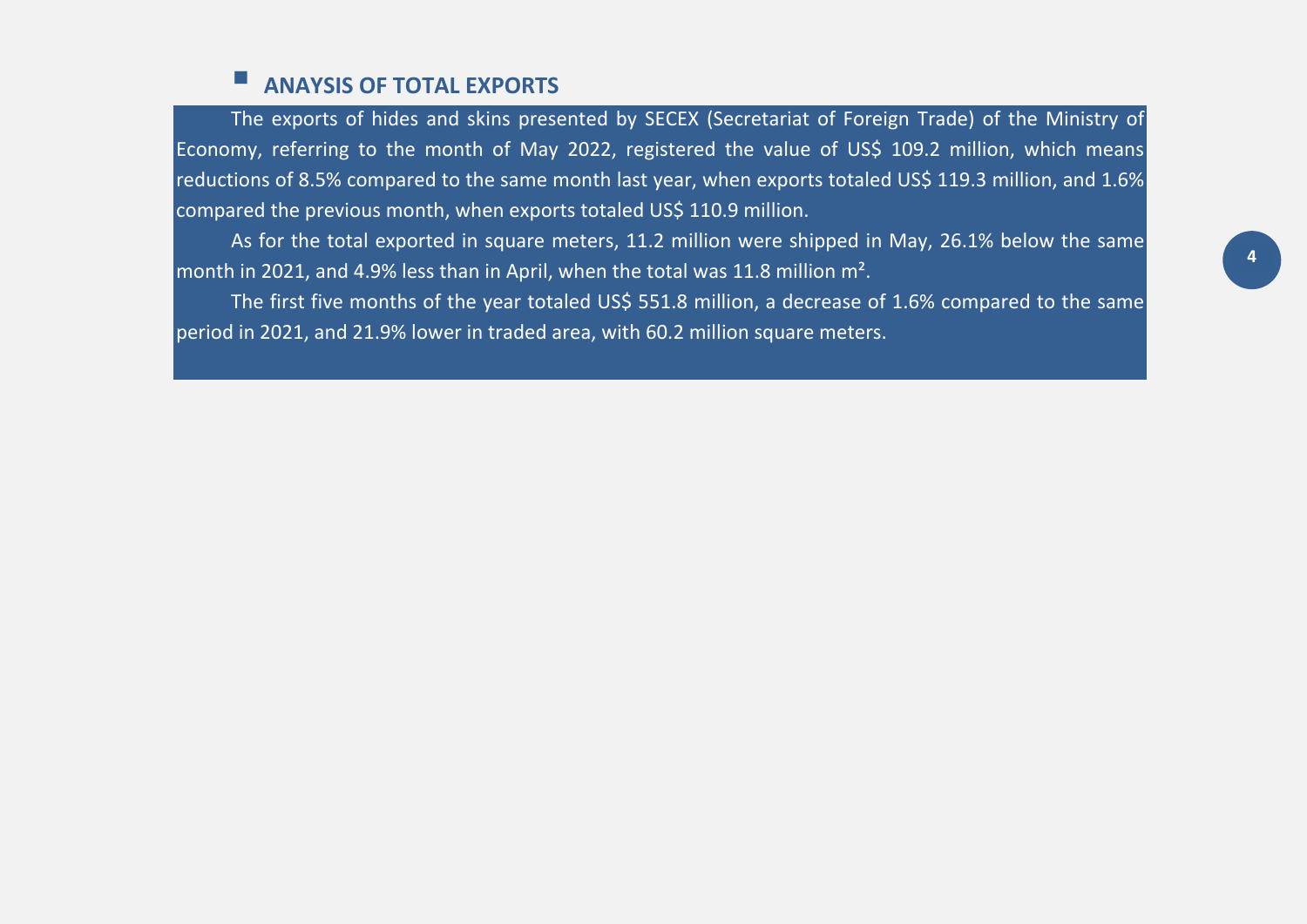## ANAYSIS OF TOTAL EXPORTS

The exports of hides and skins presented by SECEX (Secretariat of Foreign Trade) of the Ministry of Economy, referring to the month of May 2022, registered the value of US$ 109.2 million, which means reductions of 8.5% compared to the same month last year, when exports totaled US$ 119.3 million, and 1.6% compared the previous month, when exports totaled US$ 110.9 million.

As for the total exported in square meters, 11.2 million were shipped in May, 26.1% below the same month in 2021, and 4.9% less than in April, when the total was 11.8 million m².

The first five months of the year totaled US$ 551.8 million, a decrease of 1.6% compared to the same period in 2021, and 21.9% lower in traded area, with 60.2 million square meters.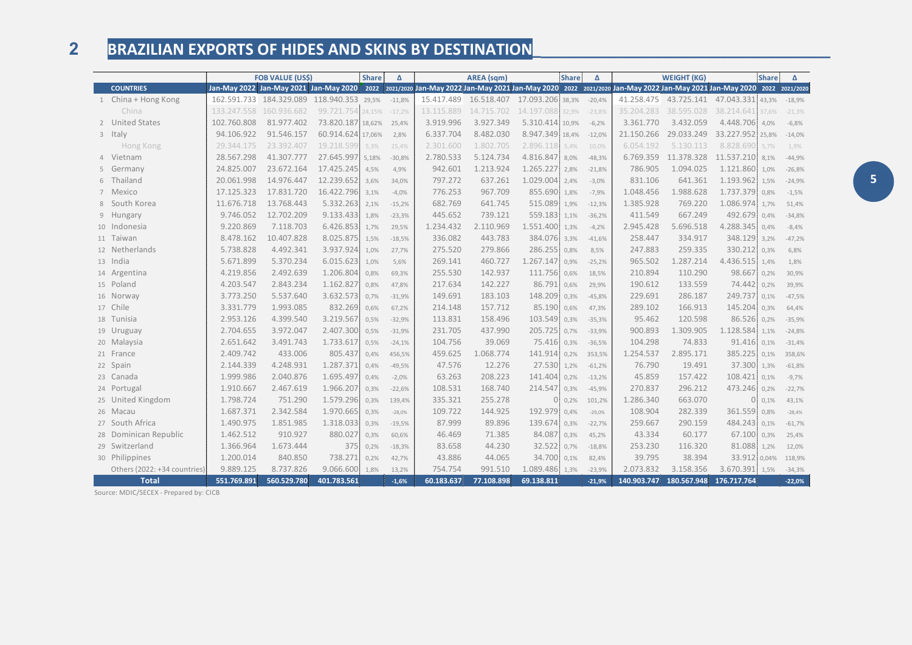## 2 BRAZILIAN EXPORTS OF HIDES AND SKINS BY DESTINATION

| | COUNTRIES | FOB VALUE (US$) | | | Share | Δ | AREA (sqm) | | | Share | Δ | WEIGHT (KG) | | | Share | Δ |
|---|---|---|---|---|---|---|---|---|---|---|---|---|---|---|---|---|
| | | Jan-May 2022 | Jan-May 2021 | Jan-May 2020 | 2022 | 2021/2020 | Jan-May 2022 | Jan-May 2021 | Jan-May 2020 | 2022 | 2021/2020 | Jan-May 2022 | Jan-May 2021 | Jan-May 2020 | 2022 | 2021/2020 |
| 1 | China + Hong Kong | 162.591.733 | 184.329.089 | 118.940.353 | 29,5% | -11,8% | 15.417.489 | 16.518.407 | 17.093.206 | 38,3% | -20,4% | 41.258.475 | 43.725.141 | 47.043.331 | 43,3% | -18,9% |
| | China | 133.247.558 | 160.936.682 | 99.721.754 | 24,15% | -17,2% | 13.115.889 | 14.715.702 | 14.197.088 | 32,9% | -23,8% | 35.204.283 | 38.595.028 | 38.214.641 | 37,6% | -21,3% |
| 2 | United States | 102.760.808 | 81.977.402 | 73.820.187 | 18,62% | 25,4% | 3.919.996 | 3.927.349 | 5.310.414 | 10,9% | -6,2% | 3.361.770 | 3.432.059 | 4.448.706 | 4,0% | -6,8% |
| 3 | Italy | 94.106.922 | 91.546.157 | 60.914.624 | 17,06% | 2,8% | 6.337.704 | 8.482.030 | 8.947.349 | 18,4% | -12,0% | 21.150.266 | 29.033.249 | 33.227.952 | 25,8% | -14,0% |
| | Hong Kong | 29.344.175 | 23.392.407 | 19.218.599 | 5,3% | 25,4% | 2.301.600 | 1.802.705 | 2.896.118 | 5,4% | 10,0% | 6.054.192 | 5.130.113 | 8.828.690 | 5,7% | 1,9% |
| 4 | Vietnam | 28.567.298 | 41.307.777 | 27.645.997 | 5,18% | -30,8% | 2.780.533 | 5.124.734 | 4.816.847 | 8,0% | -48,3% | 6.769.359 | 11.378.328 | 11.537.210 | 8,1% | -44,9% |
| 5 | Germany | 24.825.007 | 23.672.164 | 17.425.245 | 4,5% | 4,9% | 942.601 | 1.213.924 | 1.265.227 | 2,8% | -21,8% | 786.905 | 1.094.025 | 1.121.860 | 1,0% | -26,8% |
| 6 | Thailand | 20.061.998 | 14.976.447 | 12.239.652 | 3,6% | 34,0% | 797.272 | 637.261 | 1.029.004 | 2,4% | -3,0% | 831.106 | 641.361 | 1.193.962 | 1,5% | -24,9% |
| 7 | Mexico | 17.125.323 | 17.831.720 | 16.422.796 | 3,1% | -4,0% | 776.253 | 967.709 | 855.690 | 1,8% | -7,9% | 1.048.456 | 1.988.628 | 1.737.379 | 0,8% | -1,5% |
| 8 | South Korea | 11.676.718 | 13.768.443 | 5.332.263 | 2,1% | -15,2% | 682.769 | 641.745 | 515.089 | 1,9% | -12,3% | 1.385.928 | 769.220 | 1.086.974 | 1,7% | 51,4% |
| 9 | Hungary | 9.746.052 | 12.702.209 | 9.133.433 | 1,8% | -23,3% | 445.652 | 739.121 | 559.183 | 1,1% | -36,2% | 411.549 | 667.249 | 492.679 | 0,4% | -34,8% |
| 10 | Indonesia | 9.220.869 | 7.118.703 | 6.426.853 | 1,7% | 29,5% | 1.234.432 | 2.110.969 | 1.551.400 | 1,3% | -4,2% | 2.945.428 | 5.696.518 | 4.288.345 | 0,4% | -8,4% |
| 11 | Taiwan | 8.478.162 | 10.407.828 | 8.025.875 | 1,5% | -18,5% | 336.082 | 443.783 | 384.076 | 3,3% | -41,6% | 258.447 | 334.917 | 348.129 | 3,2% | -47,2% |
| 12 | Netherlands | 5.738.828 | 4.492.341 | 3.937.924 | 1,0% | 27,7% | 275.520 | 279.866 | 286.255 | 0,8% | 8,5% | 247.883 | 259.335 | 330.212 | 0,3% | 6,8% |
| 13 | India | 5.671.899 | 5.370.234 | 6.015.623 | 1,0% | 5,6% | 269.141 | 460.727 | 1.267.147 | 0,9% | -25,2% | 965.502 | 1.287.214 | 4.436.515 | 1,4% | 1,8% |
| 14 | Argentina | 4.219.856 | 2.492.639 | 1.206.804 | 0,8% | 69,3% | 255.530 | 142.937 | 111.756 | 0,6% | 18,5% | 210.894 | 110.290 | 98.667 | 0,2% | 30,9% |
| 15 | Poland | 4.203.547 | 2.843.234 | 1.162.827 | 0,8% | 47,8% | 217.634 | 142.227 | 86.791 | 0,6% | 29,9% | 190.612 | 133.559 | 74.442 | 0,2% | 39,9% |
| 16 | Norway | 3.773.250 | 5.537.640 | 3.632.573 | 0,7% | -31,9% | 149.691 | 183.103 | 148.209 | 0,3% | -45,8% | 229.691 | 286.187 | 249.737 | 0,1% | -47,5% |
| 17 | Chile | 3.331.779 | 1.993.085 | 832.269 | 0,6% | 67,2% | 214.148 | 157.712 | 85.190 | 0,6% | 47,3% | 289.102 | 166.913 | 145.204 | 0,3% | 64,4% |
| 18 | Tunisia | 2.953.126 | 4.399.540 | 3.219.567 | 0,5% | -32,9% | 113.831 | 158.496 | 103.549 | 0,3% | -35,3% | 95.462 | 120.598 | 86.526 | 0,2% | -35,9% |
| 19 | Uruguay | 2.704.655 | 3.972.047 | 2.407.300 | 0,5% | -31,9% | 231.705 | 437.990 | 205.725 | 0,7% | -33,9% | 900.893 | 1.309.905 | 1.128.584 | 1,1% | -24,8% |
| 20 | Malaysia | 2.651.642 | 3.491.743 | 1.733.617 | 0,5% | -24,1% | 104.756 | 39.069 | 75.416 | 0,3% | -36,5% | 104.298 | 74.833 | 91.416 | 0,1% | -31,4% |
| 21 | France | 2.409.742 | 433.006 | 805.437 | 0,4% | 456,5% | 459.625 | 1.068.774 | 141.914 | 0,2% | 353,5% | 1.254.537 | 2.895.171 | 385.225 | 0,1% | 358,6% |
| 22 | Spain | 2.144.339 | 4.248.931 | 1.287.371 | 0,4% | -49,5% | 47.576 | 12.276 | 27.530 | 1,2% | -61,2% | 76.790 | 19.491 | 37.300 | 1,3% | -61,8% |
| 23 | Canada | 1.999.986 | 2.040.876 | 1.695.497 | 0,4% | -2,0% | 63.263 | 208.223 | 141.404 | 0,2% | -13,2% | 45.859 | 157.422 | 108.421 | 0,1% | -9,7% |
| 24 | Portugal | 1.910.667 | 2.467.619 | 1.966.207 | 0,3% | -22,6% | 108.531 | 168.740 | 214.547 | 0,3% | -45,9% | 270.837 | 296.212 | 473.246 | 0,2% | -22,7% |
| 25 | United Kingdom | 1.798.724 | 751.290 | 1.579.296 | 0,3% | 139,4% | 335.321 | 255.278 | 0 | 0,2% | 101,2% | 1.286.340 | 663.070 | 0 | 0,1% | 43,1% |
| 26 | Macau | 1.687.371 | 2.342.584 | 1.970.665 | 0,3% | -28,0% | 109.722 | 144.925 | 192.979 | 0,4% | -29,0% | 108.904 | 282.339 | 361.559 | 0,8% | -28,4% |
| 27 | South Africa | 1.490.975 | 1.851.985 | 1.318.033 | 0,3% | -19,5% | 87.999 | 89.896 | 139.674 | 0,3% | -22,7% | 259.667 | 290.159 | 484.243 | 0,1% | -61,7% |
| 28 | Dominican Republic | 1.462.512 | 910.927 | 880.027 | 0,3% | 60,6% | 46.469 | 71.385 | 84.087 | 0,3% | 45,2% | 43.334 | 60.177 | 67.100 | 0,3% | 25,4% |
| 29 | Switzerland | 1.366.964 | 1.673.444 | 375 | 0,2% | -18,3% | 83.658 | 44.230 | 32.522 | 0,7% | -18,8% | 253.230 | 116.320 | 81.088 | 1,2% | 12,0% |
| 30 | Philippines | 1.200.014 | 840.850 | 738.271 | 0,2% | 42,7% | 43.886 | 44.065 | 34.700 | 0,1% | 82,4% | 39.795 | 38.394 | 33.912 | 0,04% | 118,9% |
| | Others (2022: +34 countries) | 9.889.125 | 8.737.826 | 9.066.600 | 1,8% | 13,2% | 754.754 | 991.510 | 1.089.486 | 1,3% | -23,9% | 2.073.832 | 3.158.356 | 3.670.391 | 1,5% | -34,3% |
| | **Total** | **551.769.891** | **560.529.780** | **401.783.561** | | **-1,6%** | **60.183.637** | **77.108.898** | **69.138.811** | | **-21,9%** | **140.903.747** | **180.567.948** | **176.717.764** | | **-22,0%** |

Source: MDIC/SECEX - Prepared by: CICB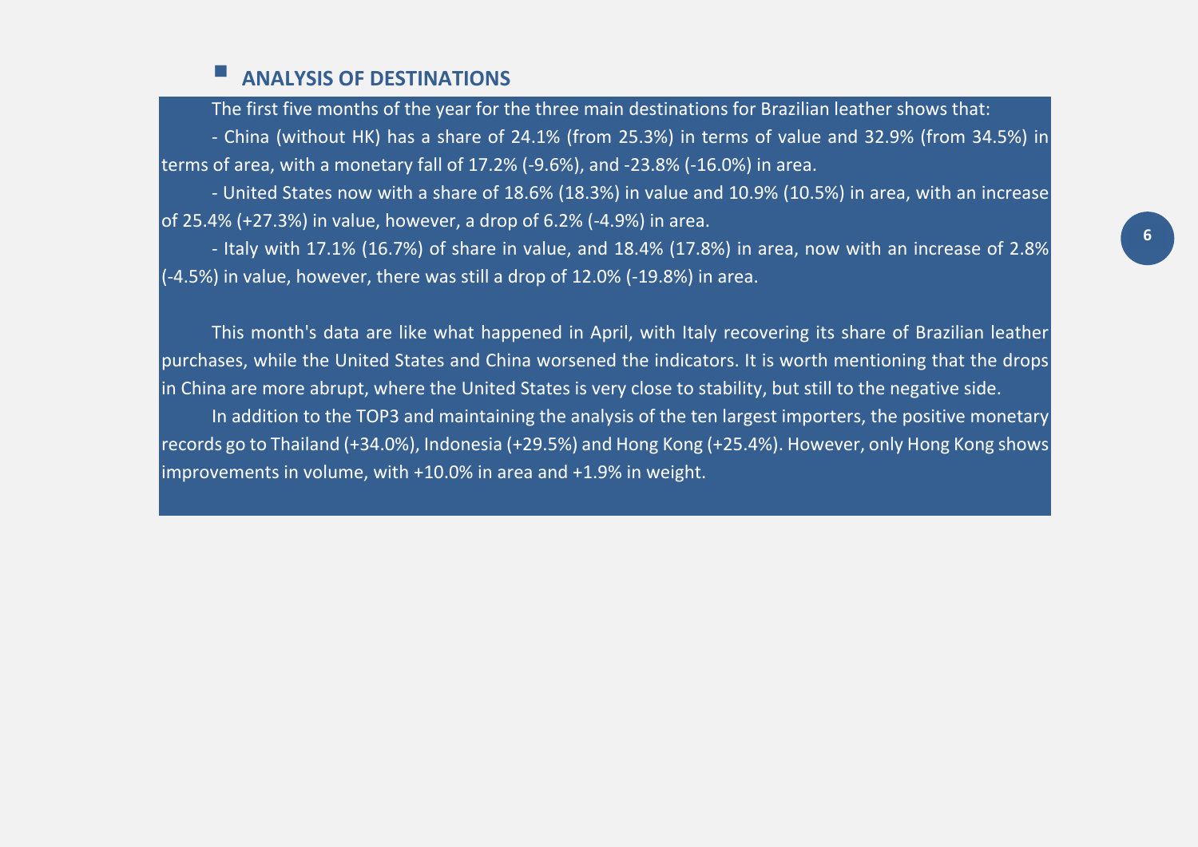## ANALYSIS OF DESTINATIONS

The first five months of the year for the three main destinations for Brazilian leather shows that:

- China (without HK) has a share of 24.1% (from 25.3%) in terms of value and 32.9% (from 34.5%) in terms of area, with a monetary fall of 17.2% (-9.6%), and -23.8% (-16.0%) in area.
- United States now with a share of 18.6% (18.3%) in value and 10.9% (10.5%) in area, with an increase of 25.4% (+27.3%) in value, however, a drop of 6.2% (-4.9%) in area.
- Italy with 17.1% (16.7%) of share in value, and 18.4% (17.8%) in area, now with an increase of 2.8% (-4.5%) in value, however, there was still a drop of 12.0% (-19.8%) in area.

This month's data are like what happened in April, with Italy recovering its share of Brazilian leather purchases, while the United States and China worsened the indicators. It is worth mentioning that the drops in China are more abrupt, where the United States is very close to stability, but still to the negative side.

In addition to the TOP3 and maintaining the analysis of the ten largest importers, the positive monetary records go to Thailand (+34.0%), Indonesia (+29.5%) and Hong Kong (+25.4%). However, only Hong Kong shows improvements in volume, with +10.0% in area and +1.9% in weight.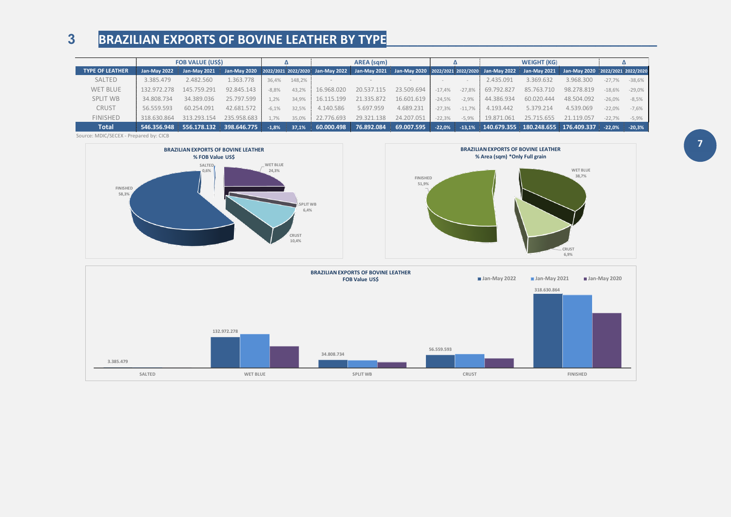## 3 BRAZILIAN EXPORTS OF BOVINE LEATHER BY TYPE

| | FOB VALUE (US$) | | | Δ | | AREA (sqm) | | | Δ | | WEIGHT (KG) | | | Δ | |
|---|---|---|---|---|---|---|---|---|---|---|---|---|---|---|---|
| TYPE OF LEATHER | Jan-May 2022 | Jan-May 2021 | Jan-May 2020 | 2022/2021 | 2022/2020 | Jan-May 2022 | Jan-May 2021 | Jan-May 2020 | 2022/2021 | 2022/2020 | Jan-May 2022 | Jan-May 2021 | Jan-May 2020 | 2022/2021 | 2022/2020 |
| SALTED | 3.385.479 | 2.482.560 | 1.363.778 | 36,4% | 148,2% | - | - | - | - | - | 2.435.091 | 3.369.632 | 3.968.300 | -27,7% | -38,6% |
| WET BLUE | 132.972.278 | 145.759.291 | 92.845.143 | -8,8% | 43,2% | 16.968.020 | 20.537.115 | 23.509.694 | -17,4% | -27,8% | 69.792.827 | 85.763.710 | 98.278.819 | -18,6% | -29,0% |
| SPLIT WB | 34.808.734 | 34.389.036 | 25.797.599 | 1,2% | 34,9% | 16.115.199 | 21.335.872 | 16.601.619 | -24,5% | -2,9% | 44.386.934 | 60.020.444 | 48.504.092 | -26,0% | -8,5% |
| CRUST | 56.559.593 | 60.254.091 | 42.681.572 | -6,1% | 32,5% | 4.140.586 | 5.697.959 | 4.689.231 | -27,3% | -11,7% | 4.193.442 | 5.379.214 | 4.539.069 | -22,0% | -7,6% |
| FINISHED | 318.630.864 | 313.293.154 | 235.958.683 | 1,7% | 35,0% | 22.776.693 | 29.321.138 | 24.207.051 | -22,3% | -5,9% | 19.871.061 | 25.715.655 | 21.119.057 | -22,7% | -5,9% |
| **Total** | **546.356.948** | **556.178.132** | **398.646.775** | **-1,8%** | **37,1%** | **60.000.498** | **76.892.084** | **69.007.595** | **-22,0%** | **-13,1%** | **140.679.355** | **180.248.655** | **176.409.337** | **-22,0%** | **-20,3%** |

Source: MDIC/SECEX - Prepared by: CICB

**BRAZILIAN EXPORTS OF BOVINE LEATHER**
**% FOB Value US$**

- FINISHED 58,3%
- SALTED 0,6%
- WET BLUE 24,3%
- SPLIT WB 6,4%
- CRUST 10,4%

**BRAZILIAN EXPORTS OF BOVINE LEATHER**
**% Area (sqm) \*Only Full grain**

- FINISHED 51,9%
- WET BLUE 38,7%
- CRUST 6,9%

**BRAZILIAN EXPORTS OF BOVINE LEATHER**
**FOB Value US$**

Jan-May 2022 | Jan-May 2021 | Jan-May 2020

- SALTED: 3.385.479
- WET BLUE: 132.972.278
- SPLIT WB: 34.808.734
- CRUST: 56.559.593
- FINISHED: 318.630.864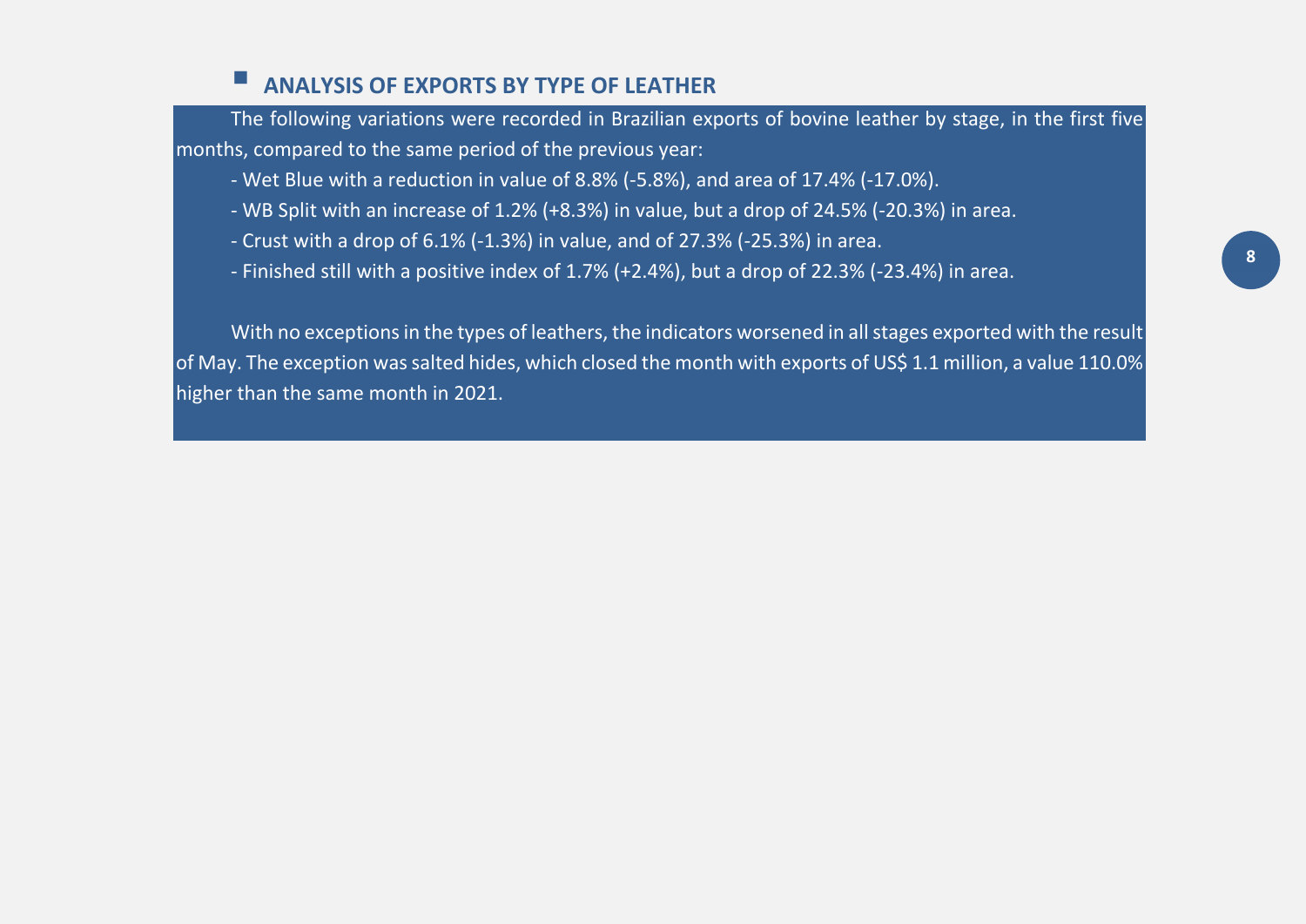## ANALYSIS OF EXPORTS BY TYPE OF LEATHER

The following variations were recorded in Brazilian exports of bovine leather by stage, in the first five months, compared to the same period of the previous year:

- Wet Blue with a reduction in value of 8.8% (-5.8%), and area of 17.4% (-17.0%).
- WB Split with an increase of 1.2% (+8.3%) in value, but a drop of 24.5% (-20.3%) in area.
- Crust with a drop of 6.1% (-1.3%) in value, and of 27.3% (-25.3%) in area.
- Finished still with a positive index of 1.7% (+2.4%), but a drop of 22.3% (-23.4%) in area.

With no exceptions in the types of leathers, the indicators worsened in all stages exported with the result of May. The exception was salted hides, which closed the month with exports of US$ 1.1 million, a value 110.0% higher than the same month in 2021.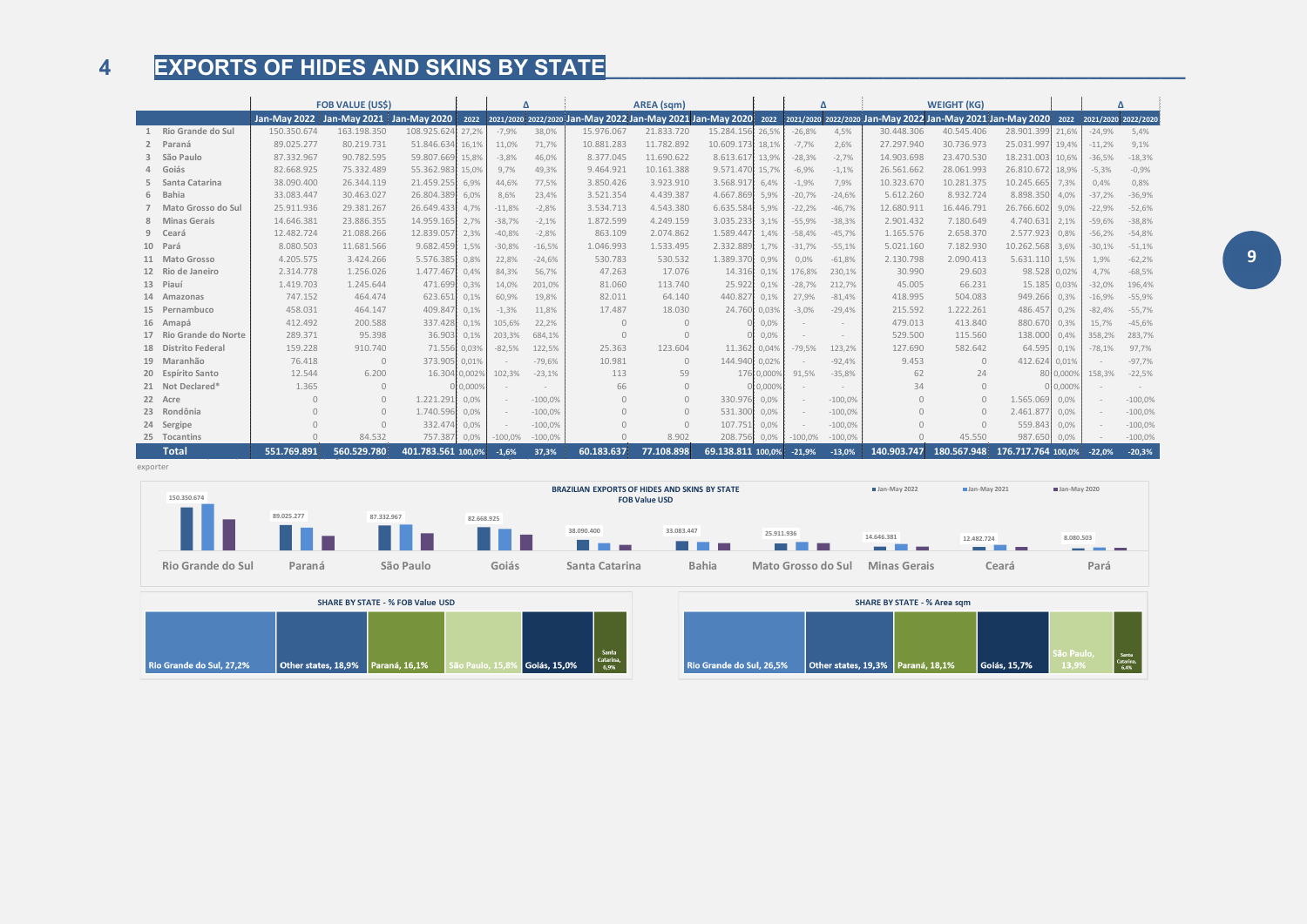# 4 EXPORTS OF HIDES AND SKINS BY STATE

| | | FOB VALUE (US$) | | | | Δ | | AREA (sqm) | | | | Δ | | WEIGHT (KG) | | | | Δ | |
|---|---|---|---|---|---|---|---|---|---|---|---|---|---|---|---|---|---|---|---|
| | | Jan-May 2022 | Jan-May 2021 | Jan-May 2020 | 2022 | 2021/2020 | 2022/2020 | Jan-May 2022 | Jan-May 2021 | Jan-May 2020 | 2022 | 2021/2020 | 2022/2020 | Jan-May 2022 | Jan-May 2021 | Jan-May 2020 | 2022 | 2021/2020 | 2022/2020 |
| 1 | Rio Grande do Sul | 150.350.674 | 163.198.350 | 108.925.624 | 27,2% | -7,9% | 38,0% | 15.976.067 | 21.833.720 | 15.284.156 | 26,5% | -26,8% | 4,5% | 30.448.306 | 40.545.406 | 28.901.399 | 21,6% | -24,9% | 5,4% |
| 2 | Paraná | 89.025.277 | 80.219.731 | 51.846.634 | 16,1% | 11,0% | 71,7% | 10.881.283 | 11.782.892 | 10.609.173 | 18,1% | -7,7% | 2,6% | 27.297.940 | 30.736.973 | 25.031.997 | 19,4% | -11,2% | 9,1% |
| 3 | São Paulo | 87.332.967 | 90.782.595 | 59.807.669 | 15,8% | -3,8% | 46,0% | 8.377.045 | 11.690.622 | 8.613.617 | 13,9% | -28,3% | -2,7% | 14.903.698 | 23.470.530 | 18.231.003 | 10,6% | -36,5% | -18,3% |
| 4 | Goiás | 82.668.925 | 75.332.489 | 55.362.983 | 15,0% | 9,7% | 49,3% | 9.464.921 | 10.161.388 | 9.571.470 | 15,7% | -6,9% | -1,1% | 26.561.662 | 28.061.993 | 26.810.672 | 18,9% | -5,3% | -0,9% |
| 5 | Santa Catarina | 38.090.400 | 26.344.119 | 21.459.255 | 6,9% | 44,6% | 77,5% | 3.850.426 | 3.923.910 | 3.568.917 | 6,4% | -1,9% | 7,9% | 10.323.670 | 10.281.375 | 10.245.665 | 7,3% | 0,4% | 0,8% |
| 6 | Bahia | 33.083.447 | 30.463.027 | 26.804.389 | 6,0% | 8,6% | 23,4% | 3.521.354 | 4.439.387 | 4.667.869 | 5,9% | -20,7% | -24,6% | 5.612.260 | 8.932.724 | 8.898.350 | 4,0% | -37,2% | -36,9% |
| 7 | Mato Grosso do Sul | 25.911.936 | 29.381.267 | 26.649.433 | 4,7% | -11,8% | -2,8% | 3.534.713 | 4.543.380 | 6.635.584 | 5,9% | -22,2% | -46,7% | 12.680.911 | 16.446.791 | 26.766.602 | 9,0% | -22,9% | -52,6% |
| 8 | Minas Gerais | 14.646.381 | 23.886.355 | 14.959.165 | 2,7% | -38,7% | -2,1% | 1.872.599 | 4.249.159 | 3.035.233 | 3,1% | -55,9% | -38,3% | 2.901.432 | 7.180.649 | 4.740.631 | 2,1% | -59,6% | -38,8% |
| 9 | Ceará | 12.482.724 | 21.088.266 | 12.839.057 | 2,3% | -40,8% | -2,8% | 863.109 | 2.074.862 | 1.589.447 | 1,4% | -58,4% | -45,7% | 1.165.576 | 2.658.370 | 2.577.923 | 0,8% | -56,2% | -54,8% |
| 10 | Pará | 8.080.503 | 11.681.566 | 9.682.459 | 1,5% | -30,8% | -16,5% | 1.046.993 | 1.533.495 | 2.332.889 | 1,7% | -31,7% | -55,1% | 5.021.160 | 7.182.930 | 10.262.568 | 3,6% | -30,1% | -51,1% |
| 11 | Mato Grosso | 4.205.575 | 3.424.266 | 5.576.385 | 0,8% | 22,8% | -24,6% | 530.783 | 530.532 | 1.389.370 | 0,9% | 0,0% | -61,8% | 2.130.798 | 2.090.413 | 5.631.110 | 1,5% | 1,9% | -62,2% |
| 12 | Rio de Janeiro | 2.314.778 | 1.256.026 | 1.477.467 | 0,4% | 84,3% | 56,7% | 47.263 | 17.076 | 14.316 | 0,1% | 176,8% | 230,1% | 30.990 | 29.603 | 98.528 | 0,02% | 4,7% | -68,5% |
| 13 | Piauí | 1.419.703 | 1.245.644 | 471.699 | 0,3% | 14,0% | 201,0% | 81.060 | 113.740 | 25.922 | 0,1% | -28,7% | 212,7% | 45.005 | 66.231 | 15.185 | 0,03% | -32,0% | 196,4% |
| 14 | Amazonas | 747.152 | 464.474 | 623.651 | 0,1% | 60,9% | 19,8% | 82.011 | 64.140 | 440.827 | 0,1% | 27,9% | -81,4% | 418.995 | 504.083 | 949.266 | 0,3% | -16,9% | -55,9% |
| 15 | Pernambuco | 458.031 | 464.147 | 409.847 | 0,1% | -1,3% | 11,8% | 17.487 | 18.030 | 24.760 | 0,03% | -3,0% | -29,4% | 215.592 | 1.222.261 | 486.457 | 0,2% | -82,4% | -55,7% |
| 16 | Amapá | 412.492 | 200.588 | 337.428 | 0,1% | 105,6% | 22,2% | 0 | 0 | 0 | 0,0% | - | - | 479.013 | 413.840 | 880.670 | 0,3% | 15,7% | -45,6% |
| 17 | Rio Grande do Norte | 289.371 | 95.398 | 36.903 | 0,1% | 203,3% | 684,1% | 0 | 0 | 0 | 0,0% | - | - | 529.500 | 115.560 | 138.000 | 0,4% | 358,2% | 283,7% |
| 18 | Distrito Federal | 159.228 | 910.740 | 71.556 | 0,03% | -82,5% | 122,5% | 25.363 | 123.604 | 11.362 | 0,04% | -79,5% | 123,2% | 127.690 | 582.642 | 64.595 | 0,1% | -78,1% | 97,7% |
| 19 | Maranhão | 76.418 | 0 | 373.905 | 0,01% | - | -79,6% | 10.981 | 0 | 144.940 | 0,02% | - | -92,4% | 9.453 | 0 | 412.624 | 0,01% | - | -97,7% |
| 20 | Espírito Santo | 12.544 | 6.200 | 16.304 | 0,002% | 102,3% | -23,1% | 113 | 59 | 176 | 0,000% | 91,5% | -35,8% | 62 | 24 | 80 | 0,000% | 158,3% | -22,5% |
| 21 | Not Declared* | 1.365 | 0 | 0 | 0,000% | - | - | 66 | 0 | 0 | 0,000% | - | - | 34 | 0 | 0 | 0,000% | - | - |
| 22 | Acre | 0 | 0 | 1.221.291 | 0,0% | - | -100,0% | 0 | 0 | 330.976 | 0,0% | - | -100,0% | 0 | 0 | 1.565.069 | 0,0% | - | -100,0% |
| 23 | Rondônia | 0 | 0 | 1.740.596 | 0,0% | - | -100,0% | 0 | 0 | 531.300 | 0,0% | - | -100,0% | 0 | 0 | 2.461.877 | 0,0% | - | -100,0% |
| 24 | Sergipe | 0 | 0 | 332.474 | 0,0% | - | -100,0% | 0 | 0 | 107.751 | 0,0% | - | -100,0% | 0 | 0 | 559.843 | 0,0% | - | -100,0% |
| 25 | Tocantins | 0 | 84.532 | 757.387 | 0,0% | -100,0% | -100,0% | 0 | 8.902 | 208.756 | 0,0% | -100,0% | -100,0% | 0 | 45.550 | 987.650 | 0,0% | - | -100,0% |
| | **Total** | **551.769.891** | **560.529.780** | **401.783.561** | **100,0%** | **-1,6%** | **37,3%** | **60.183.637** | **77.108.898** | **69.138.811** | **100,0%** | **-21,9%** | **-13,0%** | **140.903.747** | **180.567.948** | **176.717.764** | **100,0%** | **-22,0%** | **-20,3%** |

exporter

**BRAZILIAN EXPORTS OF HIDES AND SKINS BY STATE**
**FOB Value USD**

| State | Jan-May 2022 |
|---|---|
| Rio Grande do Sul | 150.350.674 |
| Paraná | 89.025.277 |
| São Paulo | 87.332.967 |
| Goiás | 82.668.925 |
| Santa Catarina | 38.090.400 |
| Bahia | 33.083.447 |
| Mato Grosso do Sul | 25.911.936 |
| Minas Gerais | 14.646.381 |
| Ceará | 12.482.724 |
| Pará | 8.080.503 |

**SHARE BY STATE - % FOB Value USD**

Rio Grande do Sul, 27,2% · Other states, 18,9% · Paraná, 16,1% · São Paulo, 15,8% · Goiás, 15,0% · Santa Catarina, 6,9%

**SHARE BY STATE - % Area sqm**

Rio Grande do Sul, 26,5% · Other states, 19,3% · Paraná, 18,1% · Goiás, 15,7% · São Paulo, 13,9% · Santa Catarina, 6,4%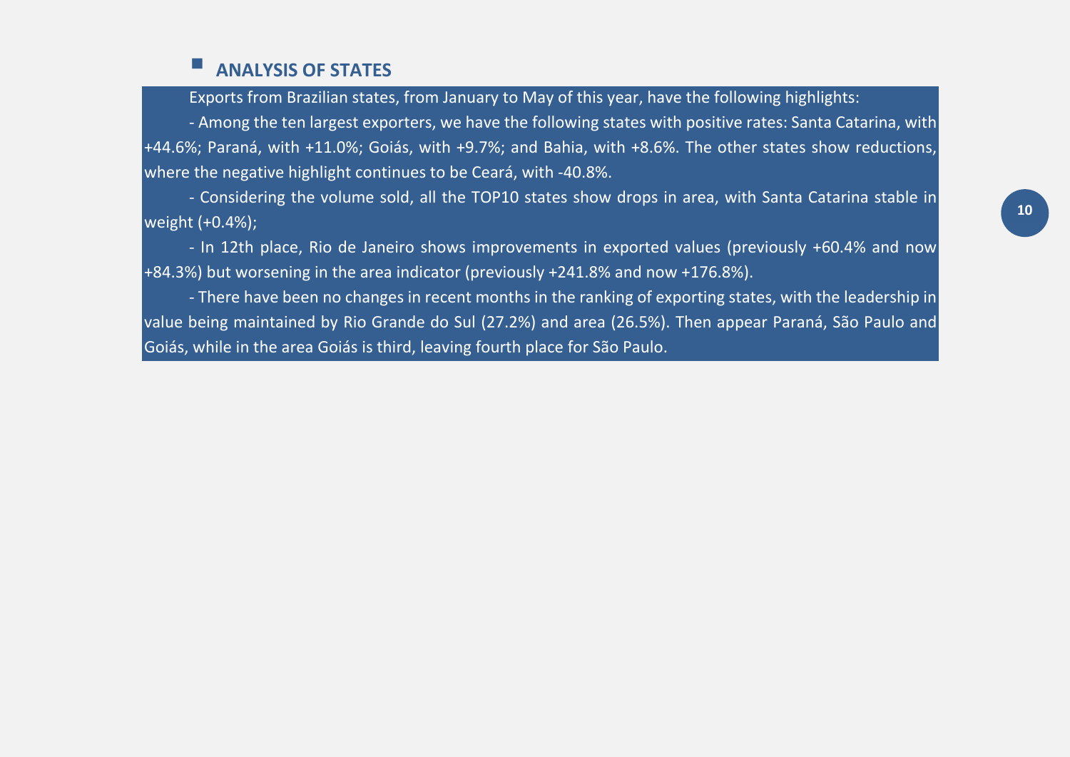## ANALYSIS OF STATES

Exports from Brazilian states, from January to May of this year, have the following highlights:

- Among the ten largest exporters, we have the following states with positive rates: Santa Catarina, with +44.6%; Paraná, with +11.0%; Goiás, with +9.7%; and Bahia, with +8.6%. The other states show reductions, where the negative highlight continues to be Ceará, with -40.8%.

- Considering the volume sold, all the TOP10 states show drops in area, with Santa Catarina stable in weight (+0.4%);

- In 12th place, Rio de Janeiro shows improvements in exported values (previously +60.4% and now +84.3%) but worsening in the area indicator (previously +241.8% and now +176.8%).

- There have been no changes in recent months in the ranking of exporting states, with the leadership in value being maintained by Rio Grande do Sul (27.2%) and area (26.5%). Then appear Paraná, São Paulo and Goiás, while in the area Goiás is third, leaving fourth place for São Paulo.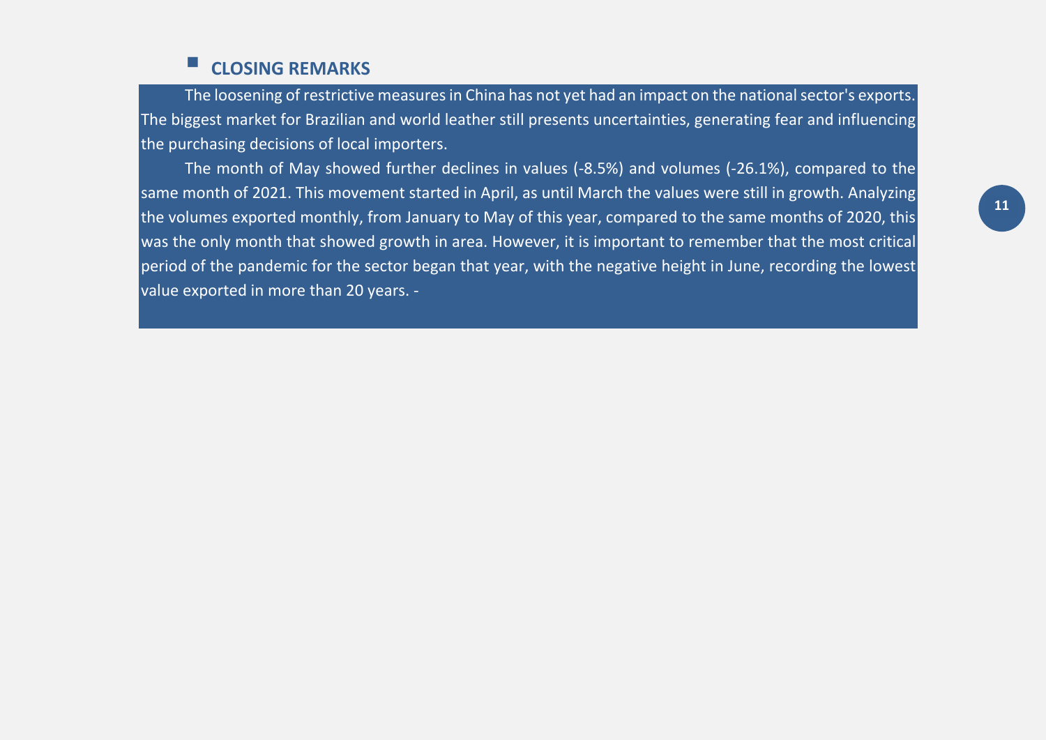## CLOSING REMARKS

The loosening of restrictive measures in China has not yet had an impact on the national sector's exports. The biggest market for Brazilian and world leather still presents uncertainties, generating fear and influencing the purchasing decisions of local importers.

The month of May showed further declines in values (-8.5%) and volumes (-26.1%), compared to the same month of 2021. This movement started in April, as until March the values were still in growth. Analyzing the volumes exported monthly, from January to May of this year, compared to the same months of 2020, this was the only month that showed growth in area. However, it is important to remember that the most critical period of the pandemic for the sector began that year, with the negative height in June, recording the lowest value exported in more than 20 years. -